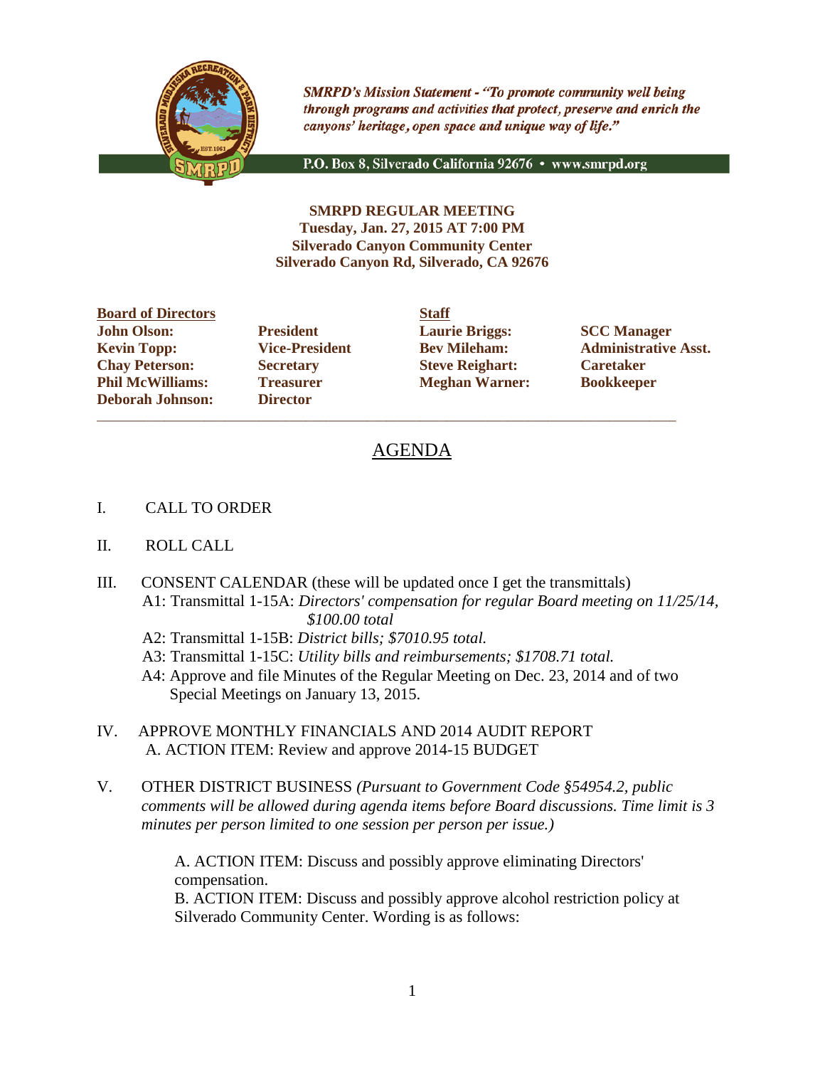*SMRPD's Mission Statement - "To promote community well being through programs and activities that protect, preserve and enrich the canyons' heritage, open space and unique way of life."*

P.O. Box 8, Silverado California 92676 • www.smrpd.org

**SMRPD REGULAR MEETING**
**Tuesday, Jan. 27, 2015 AT 7:00 PM**
**Silverado Canyon Community Center**
**Silverado Canyon Rd, Silverado, CA 92676**

| Board of Directors | | Staff | |
|---|---|---|---|
| **John Olson:** | **President** | **Laurie Briggs:** | **SCC Manager** |
| **Kevin Topp:** | **Vice-President** | **Bev Mileham:** | **Administrative Asst.** |
| **Chay Peterson:** | **Secretary** | **Steve Reighart:** | **Caretaker** |
| **Phil McWilliams:** | **Treasurer** | **Meghan Warner:** | **Bookkeeper** |
| **Deborah Johnson:** | **Director** | | |

---

# AGENDA

I. CALL TO ORDER

II. ROLL CALL

III. CONSENT CALENDAR (these will be updated once I get the transmittals)
   A1: Transmittal 1-15A: *Directors' compensation for regular Board meeting on 11/25/14, $100.00 total*
   A2: Transmittal 1-15B: *District bills; $7010.95 total.*
   A3: Transmittal 1-15C: *Utility bills and reimbursements; $1708.71 total.*
   A4: Approve and file Minutes of the Regular Meeting on Dec. 23, 2014 and of two Special Meetings on January 13, 2015.

IV. APPROVE MONTHLY FINANCIALS AND 2014 AUDIT REPORT
   A. ACTION ITEM: Review and approve 2014-15 BUDGET

V. OTHER DISTRICT BUSINESS *(Pursuant to Government Code §54954.2, public comments will be allowed during agenda items before Board discussions. Time limit is 3 minutes per person limited to one session per person per issue.)*

   A. ACTION ITEM: Discuss and possibly approve eliminating Directors' compensation.
   B. ACTION ITEM: Discuss and possibly approve alcohol restriction policy at Silverado Community Center. Wording is as follows: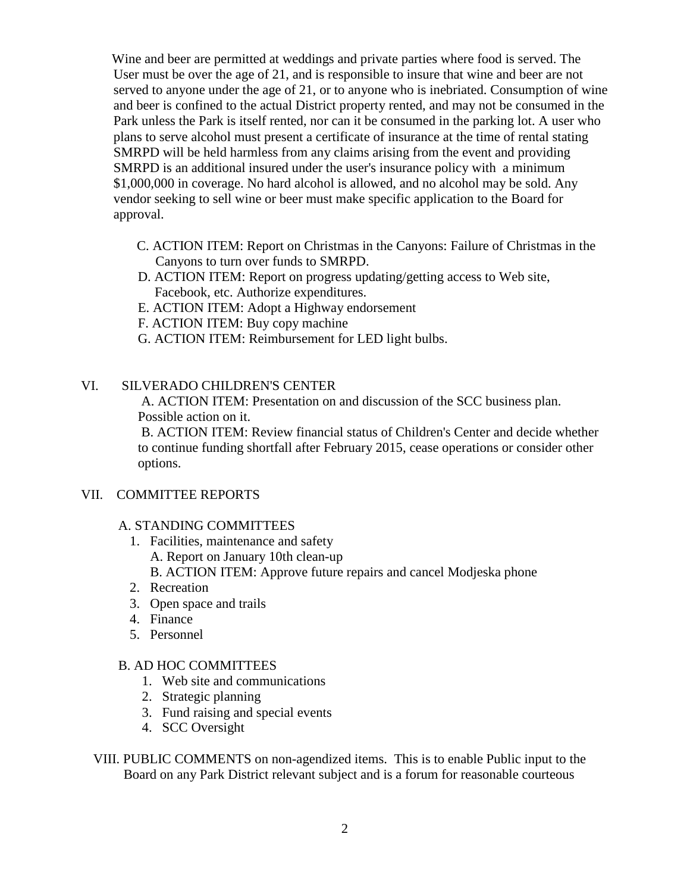Wine and beer are permitted at weddings and private parties where food is served. The User must be over the age of 21, and is responsible to insure that wine and beer are not served to anyone under the age of 21, or to anyone who is inebriated. Consumption of wine and beer is confined to the actual District property rented, and may not be consumed in the Park unless the Park is itself rented, nor can it be consumed in the parking lot. A user who plans to serve alcohol must present a certificate of insurance at the time of rental stating SMRPD will be held harmless from any claims arising from the event and providing SMRPD is an additional insured under the user's insurance policy with a minimum $1,000,000 in coverage. No hard alcohol is allowed, and no alcohol may be sold. Any vendor seeking to sell wine or beer must make specific application to the Board for approval.

C. ACTION ITEM: Report on Christmas in the Canyons: Failure of Christmas in the Canyons to turn over funds to SMRPD.
D. ACTION ITEM: Report on progress updating/getting access to Web site, Facebook, etc. Authorize expenditures.
E. ACTION ITEM: Adopt a Highway endorsement
F. ACTION ITEM: Buy copy machine
G. ACTION ITEM: Reimbursement for LED light bulbs.

VI. SILVERADO CHILDREN'S CENTER

A. ACTION ITEM: Presentation on and discussion of the SCC business plan. Possible action on it.
B. ACTION ITEM: Review financial status of Children's Center and decide whether to continue funding shortfall after February 2015, cease operations or consider other options.

VII. COMMITTEE REPORTS

A. STANDING COMMITTEES

1. Facilities, maintenance and safety
   A. Report on January 10th clean-up
   B. ACTION ITEM: Approve future repairs and cancel Modjeska phone
2. Recreation
3. Open space and trails
4. Finance
5. Personnel

B. AD HOC COMMITTEES

1. Web site and communications
2. Strategic planning
3. Fund raising and special events
4. SCC Oversight

VIII. PUBLIC COMMENTS on non-agendized items. This is to enable Public input to the Board on any Park District relevant subject and is a forum for reasonable courteous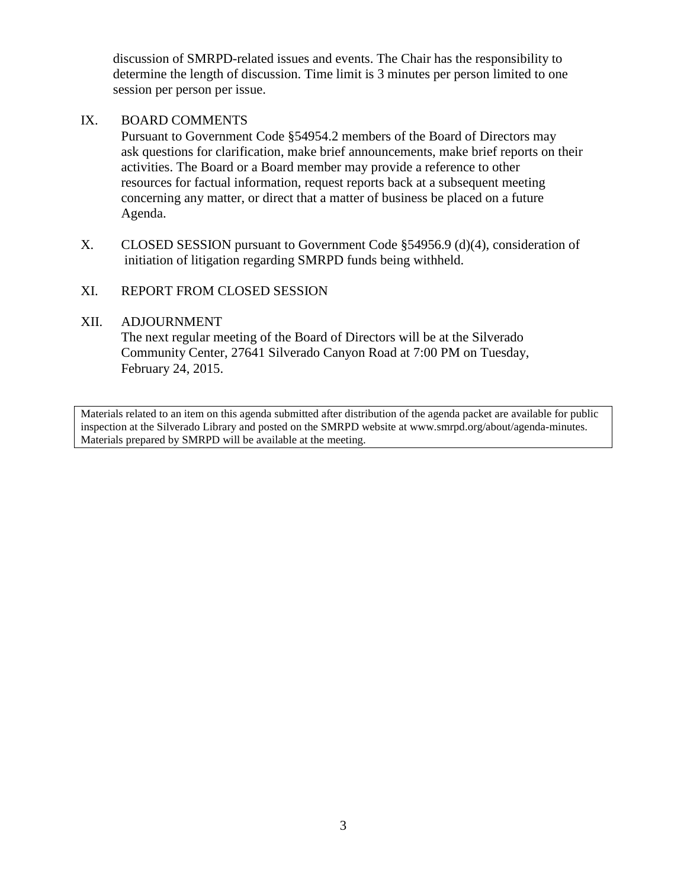discussion of SMRPD-related issues and events. The Chair has the responsibility to determine the length of discussion. Time limit is 3 minutes per person limited to one session per person per issue.

IX. BOARD COMMENTS

Pursuant to Government Code §54954.2 members of the Board of Directors may ask questions for clarification, make brief announcements, make brief reports on their activities. The Board or a Board member may provide a reference to other resources for factual information, request reports back at a subsequent meeting concerning any matter, or direct that a matter of business be placed on a future Agenda.

X. CLOSED SESSION pursuant to Government Code §54956.9 (d)(4), consideration of initiation of litigation regarding SMRPD funds being withheld.

XI. REPORT FROM CLOSED SESSION

XII. ADJOURNMENT

The next regular meeting of the Board of Directors will be at the Silverado Community Center, 27641 Silverado Canyon Road at 7:00 PM on Tuesday, February 24, 2015.

Materials related to an item on this agenda submitted after distribution of the agenda packet are available for public inspection at the Silverado Library and posted on the SMRPD website at www.smrpd.org/about/agenda-minutes. Materials prepared by SMRPD will be available at the meeting.